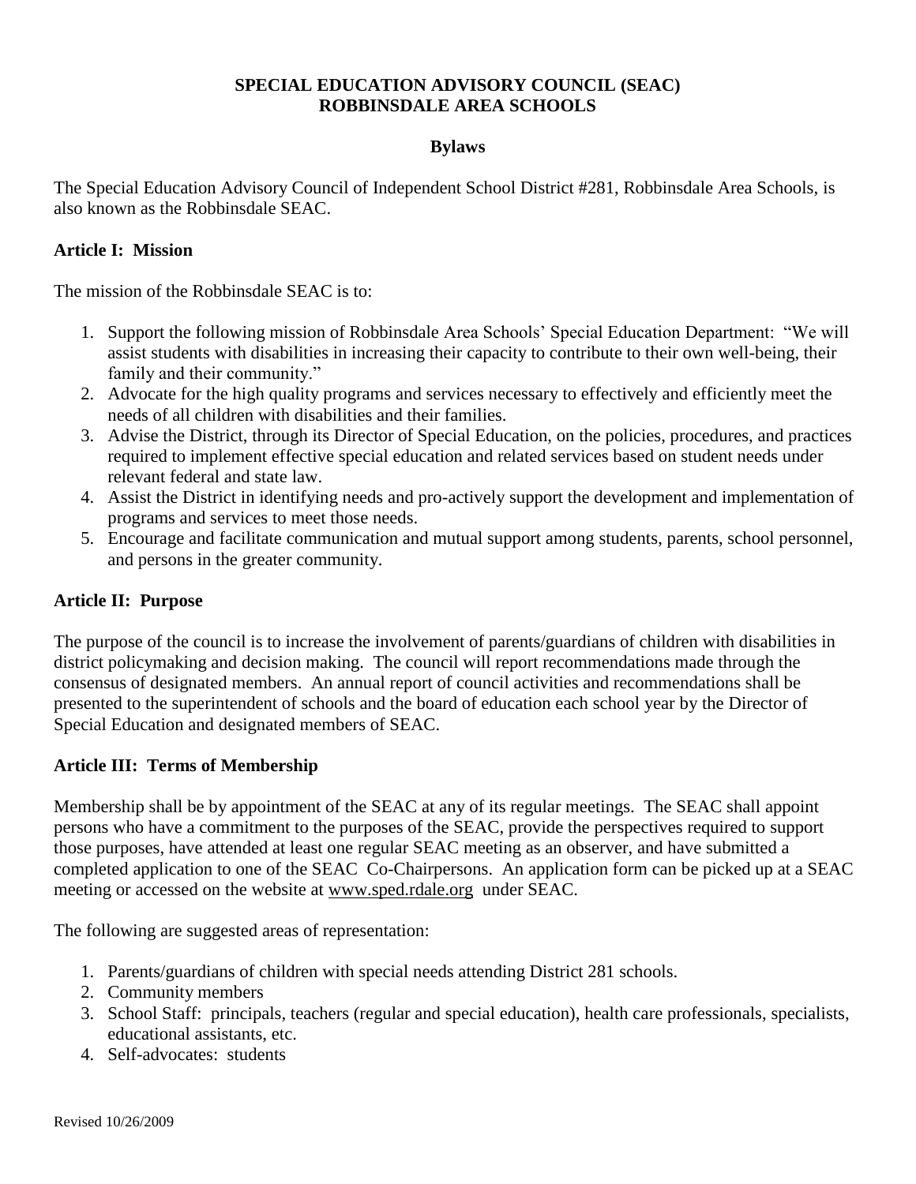# SPECIAL EDUCATION ADVISORY COUNCIL (SEAC)
# ROBBINSDALE AREA SCHOOLS

## Bylaws

The Special Education Advisory Council of Independent School District #281, Robbinsdale Area Schools, is also known as the Robbinsdale SEAC.

### Article I: Mission

The mission of the Robbinsdale SEAC is to:

1. Support the following mission of Robbinsdale Area Schools' Special Education Department: "We will assist students with disabilities in increasing their capacity to contribute to their own well-being, their family and their community."
2. Advocate for the high quality programs and services necessary to effectively and efficiently meet the needs of all children with disabilities and their families.
3. Advise the District, through its Director of Special Education, on the policies, procedures, and practices required to implement effective special education and related services based on student needs under relevant federal and state law.
4. Assist the District in identifying needs and pro-actively support the development and implementation of programs and services to meet those needs.
5. Encourage and facilitate communication and mutual support among students, parents, school personnel, and persons in the greater community.

### Article II: Purpose

The purpose of the council is to increase the involvement of parents/guardians of children with disabilities in district policymaking and decision making. The council will report recommendations made through the consensus of designated members. An annual report of council activities and recommendations shall be presented to the superintendent of schools and the board of education each school year by the Director of Special Education and designated members of SEAC.

### Article III: Terms of Membership

Membership shall be by appointment of the SEAC at any of its regular meetings. The SEAC shall appoint persons who have a commitment to the purposes of the SEAC, provide the perspectives required to support those purposes, have attended at least one regular SEAC meeting as an observer, and have submitted a completed application to one of the SEAC Co-Chairpersons. An application form can be picked up at a SEAC meeting or accessed on the website at www.sped.rdale.org under SEAC.

The following are suggested areas of representation:

1. Parents/guardians of children with special needs attending District 281 schools.
2. Community members
3. School Staff: principals, teachers (regular and special education), health care professionals, specialists, educational assistants, etc.
4. Self-advocates: students

Revised 10/26/2009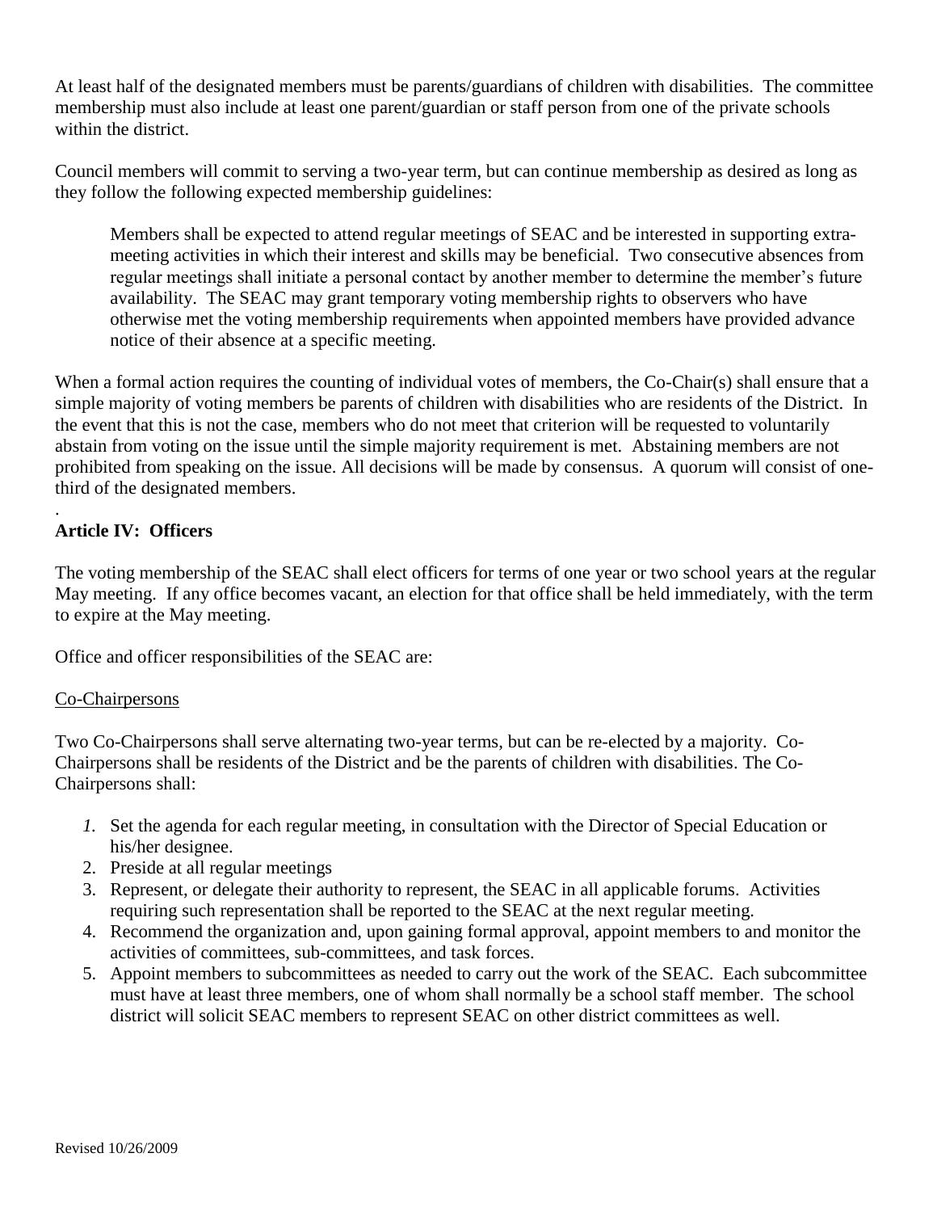At least half of the designated members must be parents/guardians of children with disabilities. The committee membership must also include at least one parent/guardian or staff person from one of the private schools within the district.

Council members will commit to serving a two-year term, but can continue membership as desired as long as they follow the following expected membership guidelines:

> Members shall be expected to attend regular meetings of SEAC and be interested in supporting extra-meeting activities in which their interest and skills may be beneficial. Two consecutive absences from regular meetings shall initiate a personal contact by another member to determine the member's future availability. The SEAC may grant temporary voting membership rights to observers who have otherwise met the voting membership requirements when appointed members have provided advance notice of their absence at a specific meeting.

When a formal action requires the counting of individual votes of members, the Co-Chair(s) shall ensure that a simple majority of voting members be parents of children with disabilities who are residents of the District. In the event that this is not the case, members who do not meet that criterion will be requested to voluntarily abstain from voting on the issue until the simple majority requirement is met. Abstaining members are not prohibited from speaking on the issue. All decisions will be made by consensus. A quorum will consist of one-third of the designated members.

.

**Article IV: Officers**

The voting membership of the SEAC shall elect officers for terms of one year or two school years at the regular May meeting. If any office becomes vacant, an election for that office shall be held immediately, with the term to expire at the May meeting.

Office and officer responsibilities of the SEAC are:

Co-Chairpersons

Two Co-Chairpersons shall serve alternating two-year terms, but can be re-elected by a majority. Co-Chairpersons shall be residents of the District and be the parents of children with disabilities. The Co-Chairpersons shall:

1. Set the agenda for each regular meeting, in consultation with the Director of Special Education or his/her designee.
2. Preside at all regular meetings
3. Represent, or delegate their authority to represent, the SEAC in all applicable forums. Activities requiring such representation shall be reported to the SEAC at the next regular meeting.
4. Recommend the organization and, upon gaining formal approval, appoint members to and monitor the activities of committees, sub-committees, and task forces.
5. Appoint members to subcommittees as needed to carry out the work of the SEAC. Each subcommittee must have at least three members, one of whom shall normally be a school staff member. The school district will solicit SEAC members to represent SEAC on other district committees as well.

Revised 10/26/2009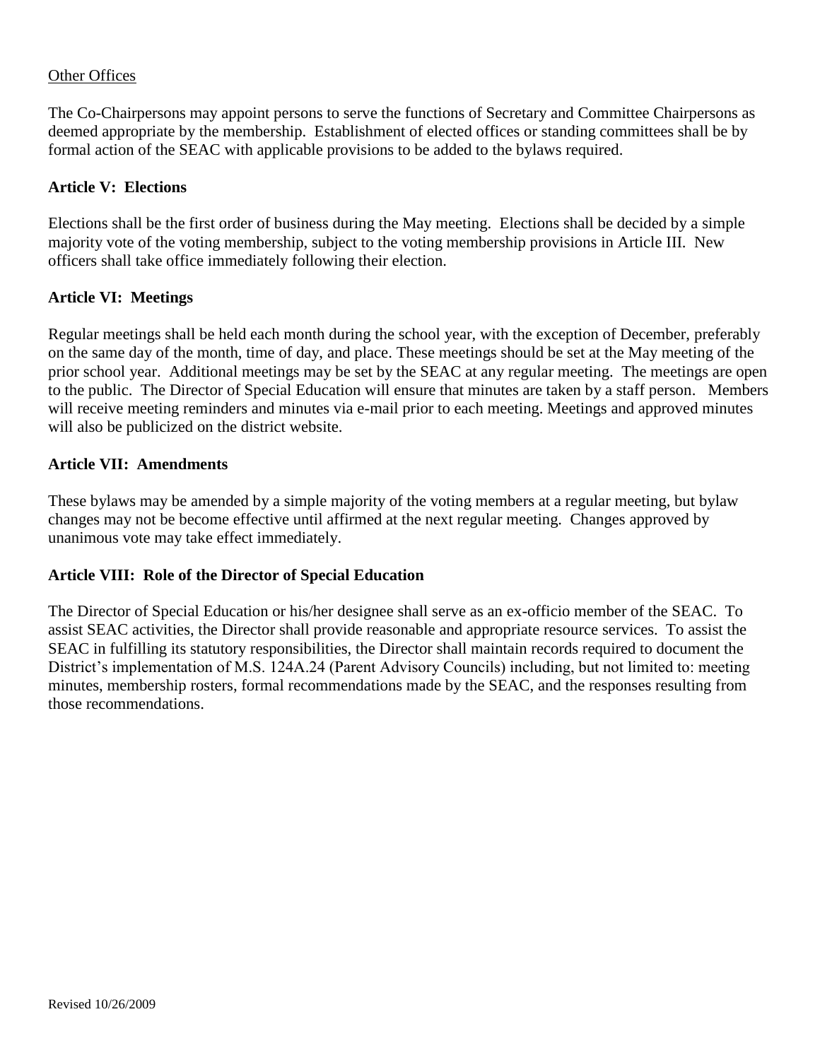Other Offices

The Co-Chairpersons may appoint persons to serve the functions of Secretary and Committee Chairpersons as deemed appropriate by the membership. Establishment of elected offices or standing committees shall be by formal action of the SEAC with applicable provisions to be added to the bylaws required.

**Article V: Elections**

Elections shall be the first order of business during the May meeting. Elections shall be decided by a simple majority vote of the voting membership, subject to the voting membership provisions in Article III. New officers shall take office immediately following their election.

**Article VI: Meetings**

Regular meetings shall be held each month during the school year, with the exception of December, preferably on the same day of the month, time of day, and place. These meetings should be set at the May meeting of the prior school year. Additional meetings may be set by the SEAC at any regular meeting. The meetings are open to the public. The Director of Special Education will ensure that minutes are taken by a staff person. Members will receive meeting reminders and minutes via e-mail prior to each meeting. Meetings and approved minutes will also be publicized on the district website.

**Article VII: Amendments**

These bylaws may be amended by a simple majority of the voting members at a regular meeting, but bylaw changes may not be become effective until affirmed at the next regular meeting. Changes approved by unanimous vote may take effect immediately.

**Article VIII: Role of the Director of Special Education**

The Director of Special Education or his/her designee shall serve as an ex-officio member of the SEAC. To assist SEAC activities, the Director shall provide reasonable and appropriate resource services. To assist the SEAC in fulfilling its statutory responsibilities, the Director shall maintain records required to document the District's implementation of M.S. 124A.24 (Parent Advisory Councils) including, but not limited to: meeting minutes, membership rosters, formal recommendations made by the SEAC, and the responses resulting from those recommendations.

Revised 10/26/2009